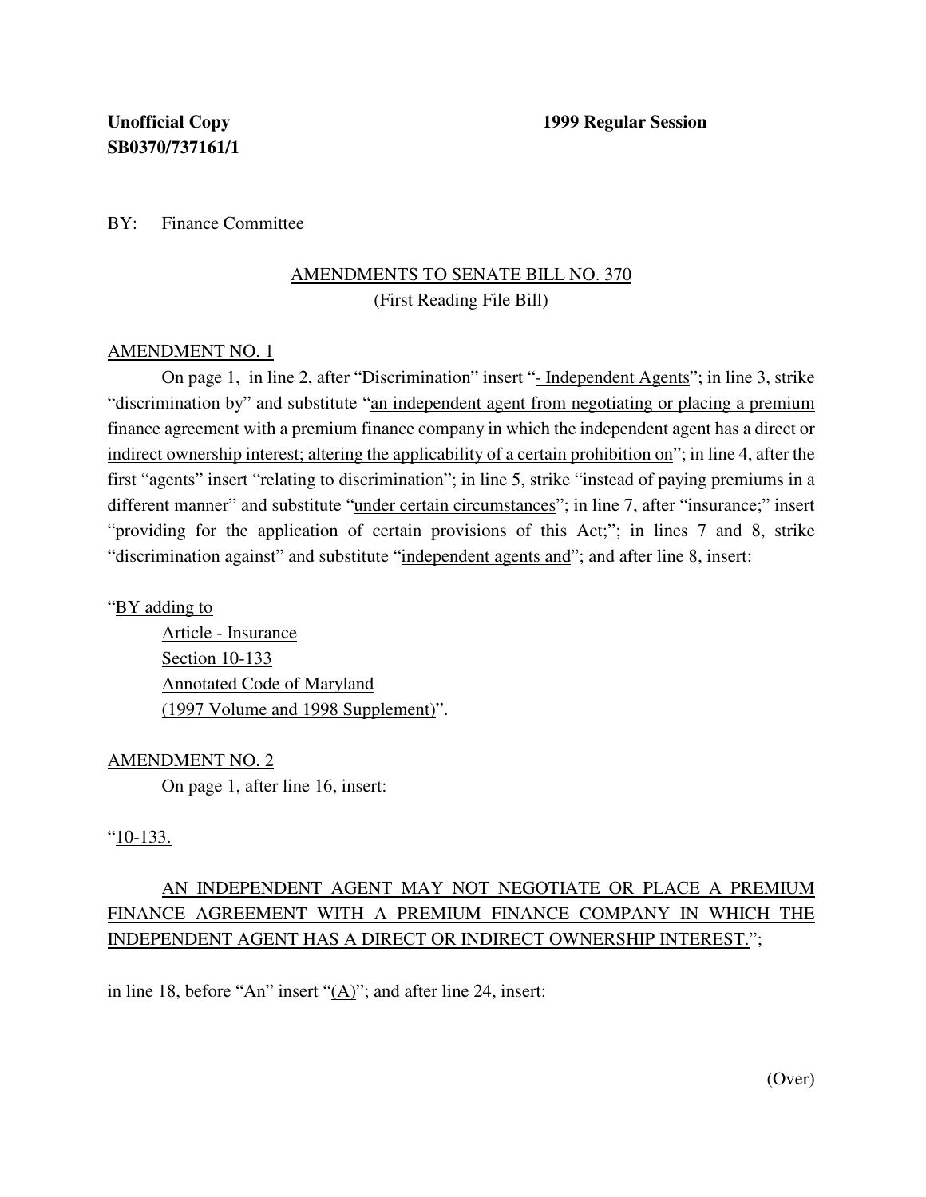**Unofficial Copy** **1999 Regular Session**
**SB0370/737161/1**

BY: Finance Committee

AMENDMENTS TO SENATE BILL NO. 370
(First Reading File Bill)

AMENDMENT NO. 1

On page 1, in line 2, after "Discrimination" insert "- Independent Agents"; in line 3, strike "discrimination by" and substitute "an independent agent from negotiating or placing a premium finance agreement with a premium finance company in which the independent agent has a direct or indirect ownership interest; altering the applicability of a certain prohibition on"; in line 4, after the first "agents" insert "relating to discrimination"; in line 5, strike "instead of paying premiums in a different manner" and substitute "under certain circumstances"; in line 7, after "insurance;" insert "providing for the application of certain provisions of this Act;"; in lines 7 and 8, strike "discrimination against" and substitute "independent agents and"; and after line 8, insert:

"BY adding to
Article - Insurance
Section 10-133
Annotated Code of Maryland
(1997 Volume and 1998 Supplement)".

AMENDMENT NO. 2

On page 1, after line 16, insert:

"10-133.

AN INDEPENDENT AGENT MAY NOT NEGOTIATE OR PLACE A PREMIUM FINANCE AGREEMENT WITH A PREMIUM FINANCE COMPANY IN WHICH THE INDEPENDENT AGENT HAS A DIRECT OR INDIRECT OWNERSHIP INTEREST.";

in line 18, before "An" insert "(A)"; and after line 24, insert:

(Over)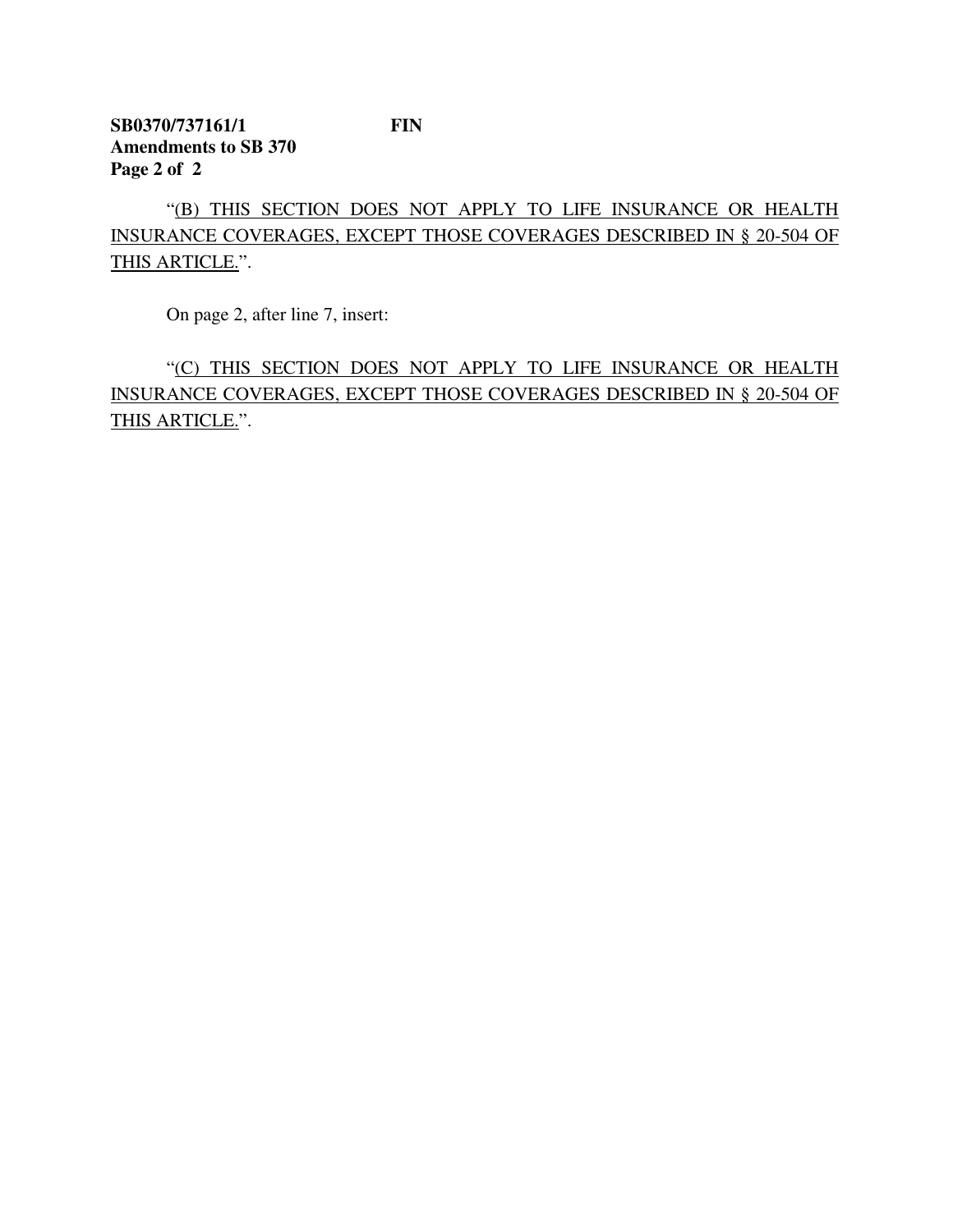"<u>(B) THIS SECTION DOES NOT APPLY TO LIFE INSURANCE OR HEALTH INSURANCE COVERAGES, EXCEPT THOSE COVERAGES DESCRIBED IN § 20-504 OF THIS ARTICLE.</u>".

On page 2, after line 7, insert:

"<u>(C) THIS SECTION DOES NOT APPLY TO LIFE INSURANCE OR HEALTH INSURANCE COVERAGES, EXCEPT THOSE COVERAGES DESCRIBED IN § 20-504 OF THIS ARTICLE.</u>".